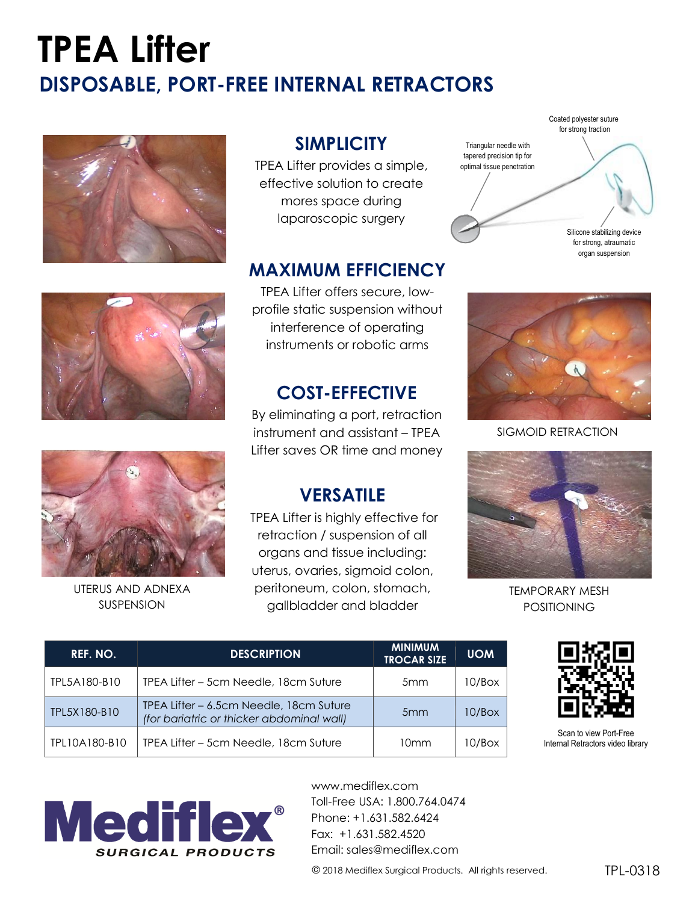# TPEA Lifter

## DISPOSABLE, PORT-FREE INTERNAL RETRACTORS

### SIMPLICITY

TPEA Lifter provides a simple, effective solution to create mores space during laparoscopic surgery

Coated polyester suture for strong traction

Triangular needle with tapered precision tip for optimal tissue penetration

Silicone stabilizing device for strong, atraumatic organ suspension

### MAXIMUM EFFICIENCY

TPEA Lifter offers secure, low-profile static suspension without interference of operating instruments or robotic arms

### COST-EFFECTIVE

By eliminating a port, retraction instrument and assistant – TPEA Lifter saves OR time and money

### VERSATILE

TPEA Lifter is highly effective for retraction / suspension of all organs and tissue including: uterus, ovaries, sigmoid colon, peritoneum, colon, stomach, gallbladder and bladder

UTERUS AND ADNEXA SUSPENSION

SIGMOID RETRACTION

TEMPORARY MESH POSITIONING

| REF. NO. | DESCRIPTION | MINIMUM TROCAR SIZE | UOM |
|---|---|---|---|
| TPL5A180-B10 | TPEA Lifter – 5cm Needle, 18cm Suture | 5mm | 10/Box |
| TPL5X180-B10 | TPEA Lifter – 6.5cm Needle, 18cm Suture *(for bariatric or thicker abdominal wall)* | 5mm | 10/Box |
| TPL10A180-B10 | TPEA Lifter – 5cm Needle, 18cm Suture | 10mm | 10/Box |

Scan to view Port-Free Internal Retractors video library

**Mediflex®** SURGICAL PRODUCTS

www.mediflex.com
Toll-Free USA: 1.800.764.0474
Phone: +1.631.582.6424
Fax: +1.631.582.4520
Email: sales@mediflex.com

© 2018 Mediflex Surgical Products. All rights reserved.

TPL-0318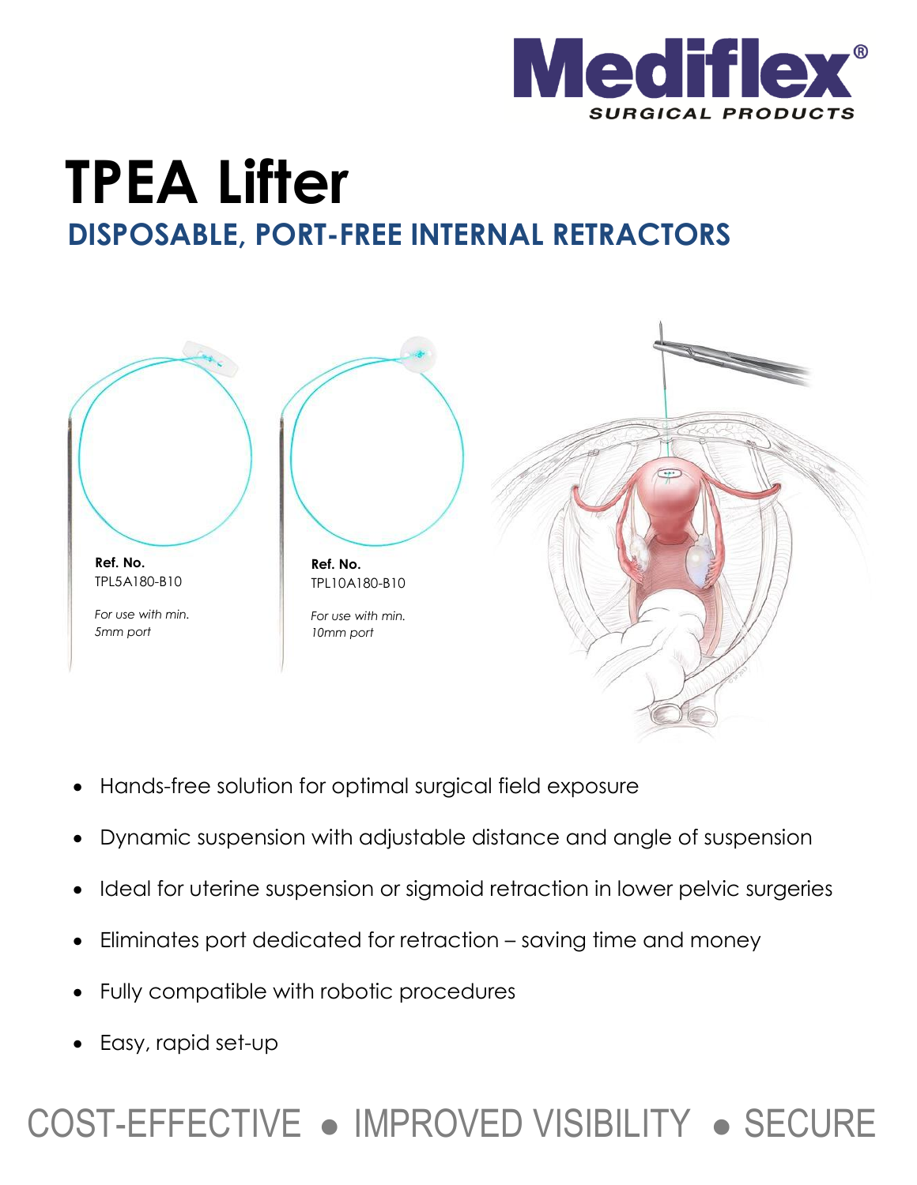Mediflex®
SURGICAL PRODUCTS

# TPEA Lifter

## DISPOSABLE, PORT-FREE INTERNAL RETRACTORS

**Ref. No.**
TPL5A180-B10

*For use with min. 5mm port*

**Ref. No.**
TPL10A180-B10

*For use with min. 10mm port*

- Hands-free solution for optimal surgical field exposure
- Dynamic suspension with adjustable distance and angle of suspension
- Ideal for uterine suspension or sigmoid retraction in lower pelvic surgeries
- Eliminates port dedicated for retraction – saving time and money
- Fully compatible with robotic procedures
- Easy, rapid set-up

COST-EFFECTIVE ● IMPROVED VISIBILITY ● SECURE